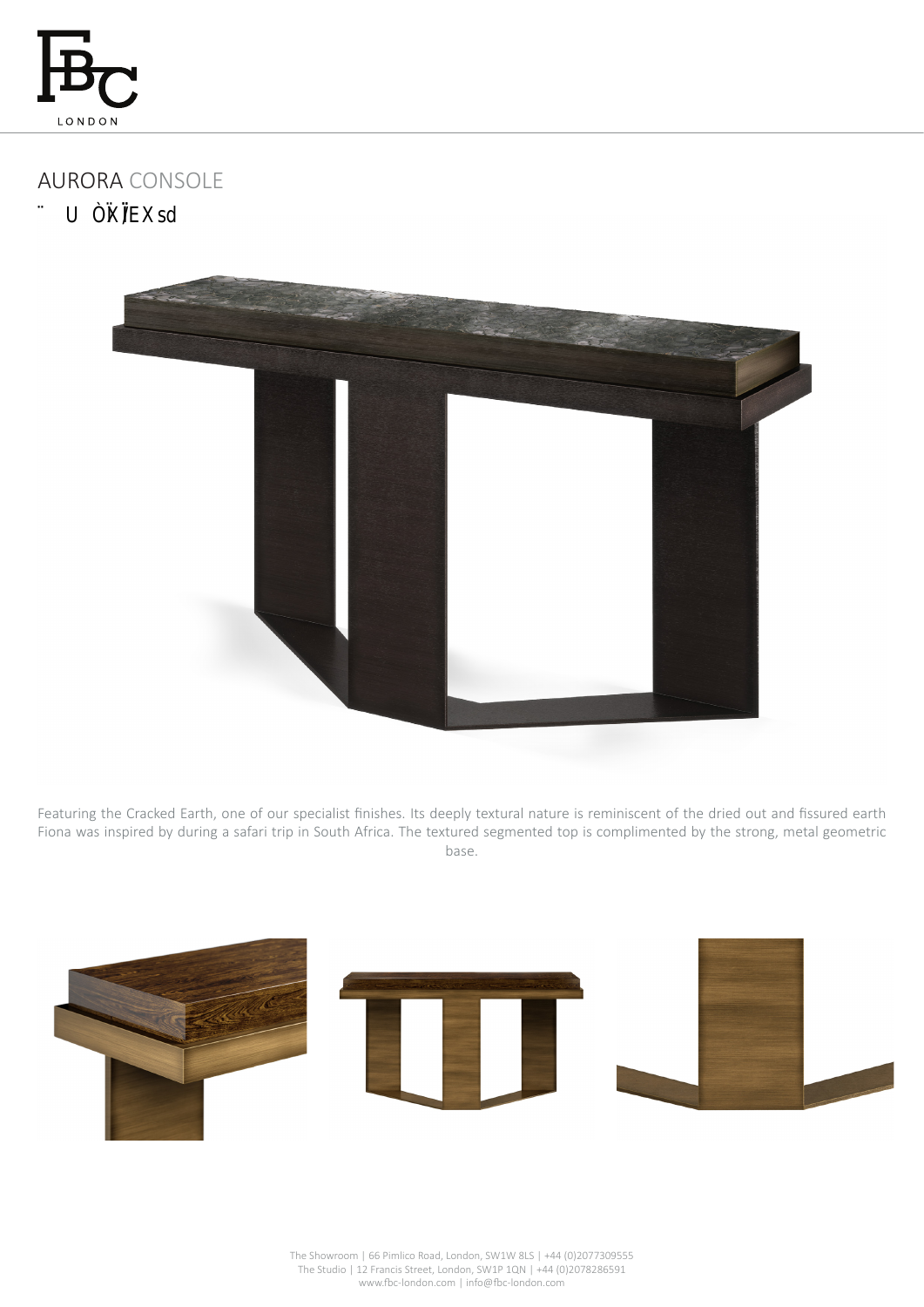# AURORA CONSOLE

¨ U ÒKÏEXsd

Featuring the Cracked Earth, one of our specialist finishes. Its deeply textural nature is reminiscent of the dried out and fissured earth Fiona was inspired by during a safari trip in South Africa. The textured segmented top is complimented by the strong, metal geometric base.

The Showroom | 66 Pimlico Road, London, SW1W 8LS | +44 (0)2077309555
The Studio | 12 Francis Street, London, SW1P 1QN | +44 (0)2078286591
www.fbc-london.com | info@fbc-london.com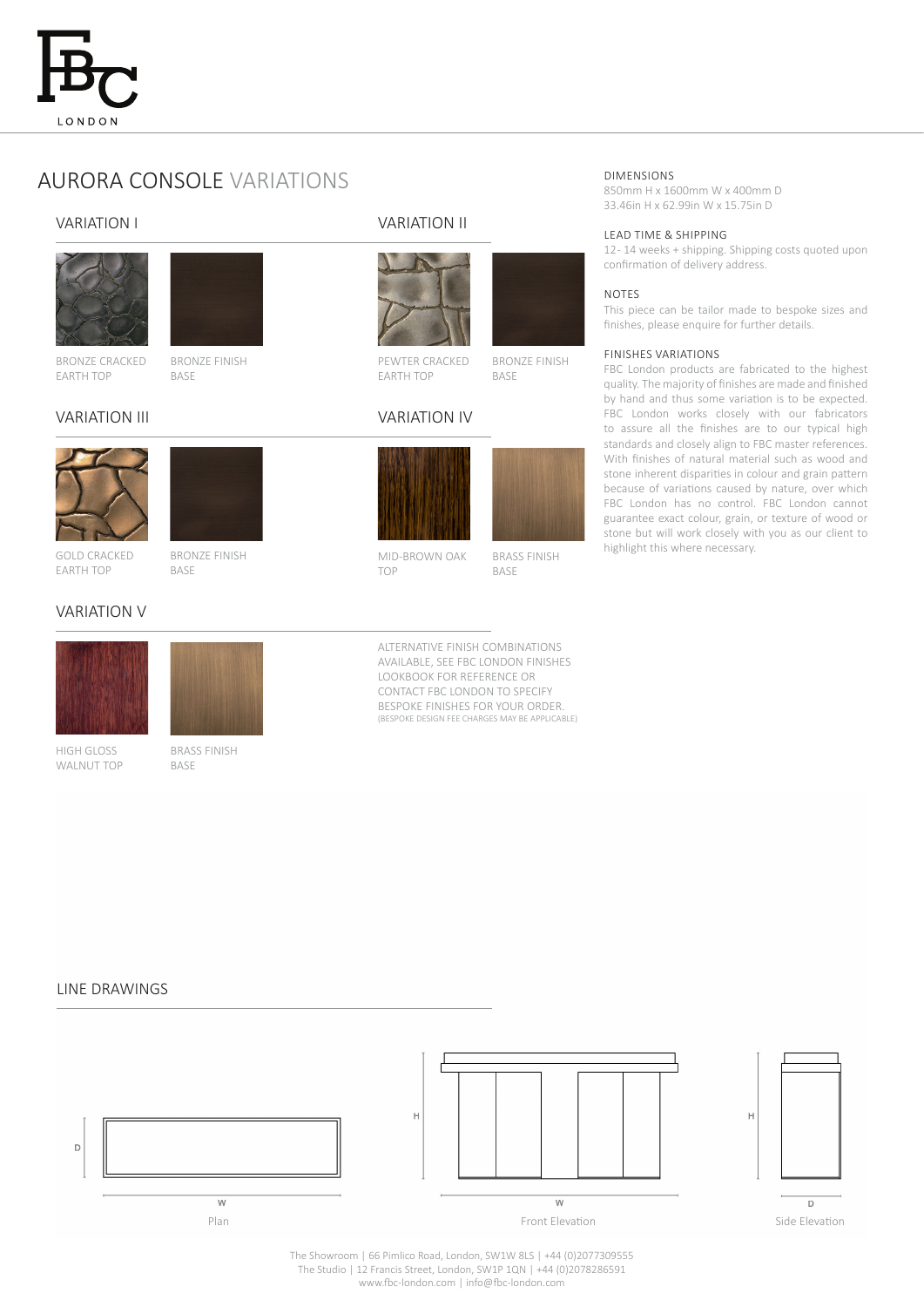# AURORA CONSOLE VARIATIONS

## VARIATION I

BRONZE CRACKED EARTH TOP

BRONZE FINISH BASE

## VARIATION II

PEWTER CRACKED EARTH TOP

BRONZE FINISH BASE

## VARIATION III

GOLD CRACKED EARTH TOP

BRONZE FINISH BASE

## VARIATION IV

MID-BROWN OAK TOP

BRASS FINISH BASE

## VARIATION V

HIGH GLOSS WALNUT TOP

BRASS FINISH BASE

ALTERNATIVE FINISH COMBINATIONS AVAILABLE, SEE FBC LONDON FINISHES LOOKBOOK FOR REFERENCE OR CONTACT FBC LONDON TO SPECIFY BESPOKE FINISHES FOR YOUR ORDER.
(BESPOKE DESIGN FEE CHARGES MAY BE APPLICABLE)

### DIMENSIONS

850mm H x 1600mm W x 400mm D
33.46in H x 62.99in W x 15.75in D

### LEAD TIME & SHIPPING

12 - 14 weeks + shipping. Shipping costs quoted upon confirmation of delivery address.

### NOTES

This piece can be tailor made to bespoke sizes and finishes, please enquire for further details.

### FINISHES VARIATIONS

FBC London products are fabricated to the highest quality. The majority of finishes are made and finished by hand and thus some variation is to be expected. FBC London works closely with our fabricators to assure all the finishes are to our typical high standards and closely align to FBC master references. With finishes of natural material such as wood and stone inherent disparities in colour and grain pattern because of variations caused by nature, over which FBC London has no control. FBC London cannot guarantee exact colour, grain, or texture of wood or stone but will work closely with you as our client to highlight this where necessary.

## LINE DRAWINGS

D
W
Plan

H
W
Front Elevation

H
D
Side Elevation

The Showroom | 66 Pimlico Road, London, SW1W 8LS | +44 (0)2077309555
The Studio | 12 Francis Street, London, SW1P 1QN | +44 (0)2078286591
www.fbc-london.com | info@fbc-london.com